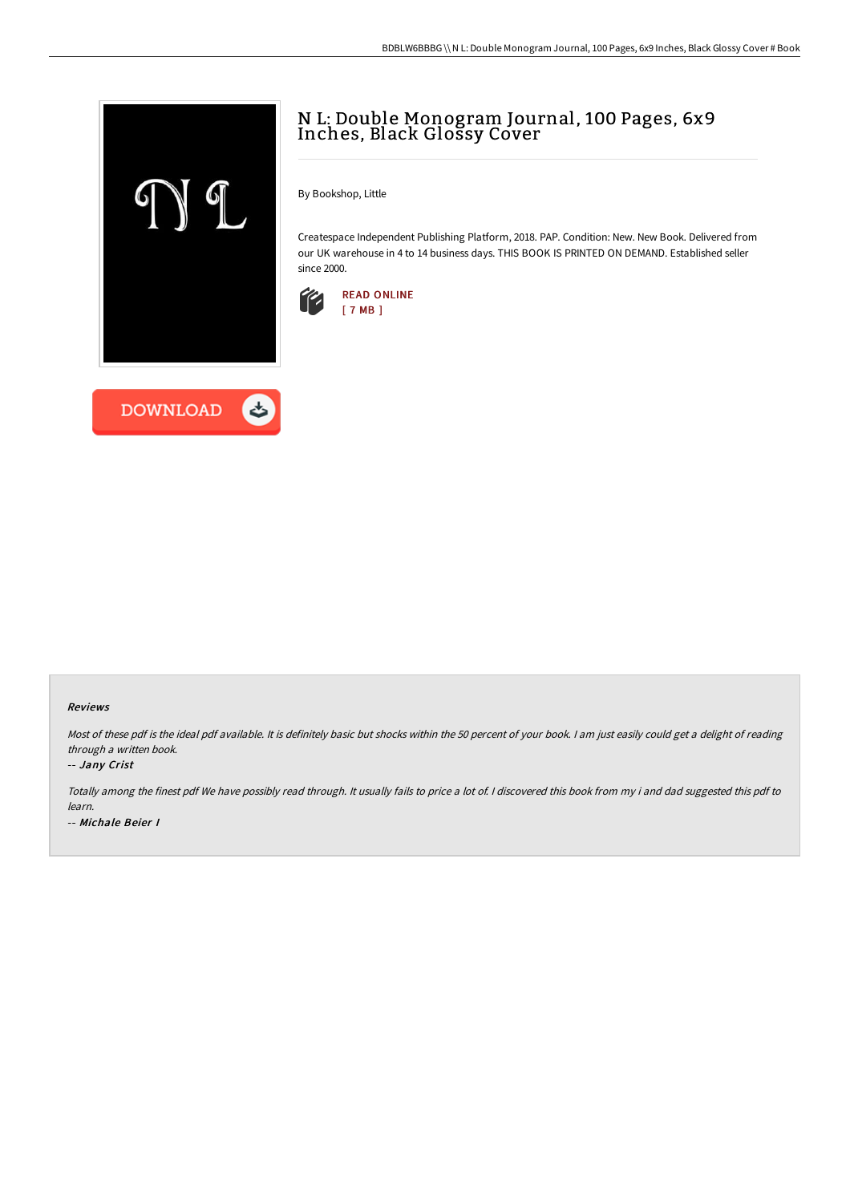# N L: Double Monogram Journal, 100 Pages, 6x9 Inches, Black Glossy Cover

By Bookshop, Little

Createspace Independent Publishing Platform, 2018. PAP. Condition: New. New Book. Delivered from our UK warehouse in 4 to 14 business days. THIS BOOK IS PRINTED ON DEMAND. Established seller since 2000.

READ ONLINE
[ 7 MB ]

DOWNLOAD

### Reviews

*Most of these pdf is the ideal pdf available. It is definitely basic but shocks within the 50 percent of your book. I am just easily could get a delight of reading through a written book.*

-- *Jany Crist*

*Totally among the finest pdf We have possibly read through. It usually fails to price a lot of. I discovered this book from my i and dad suggested this pdf to learn.*

-- *Michale Beier I*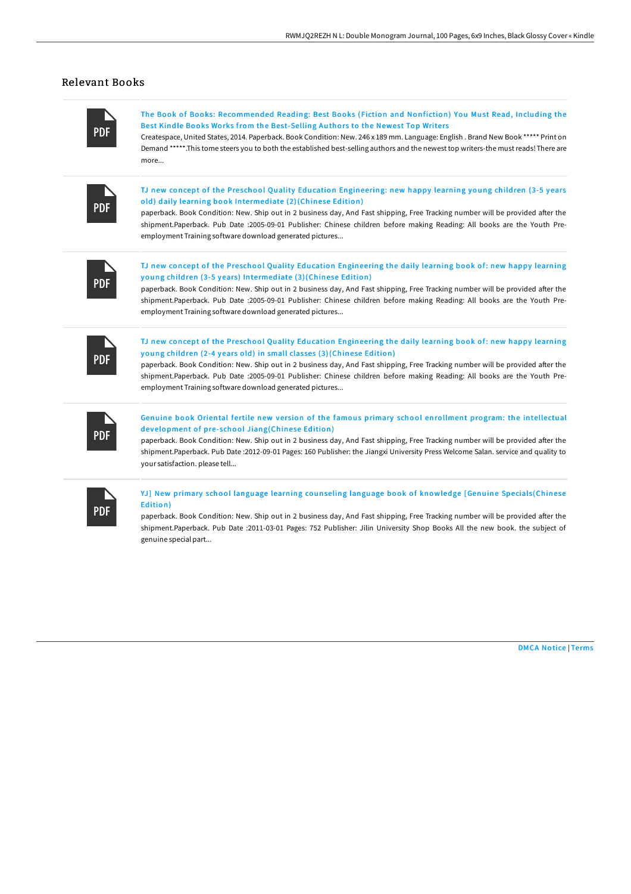## Relevant Books

PDF

**The Book of Books: Recommended Reading: Best Books (Fiction and Nonfiction) You Must Read, Including the Best Kindle Books Works from the Best-Selling Authors to the Newest Top Writers**

Createspace, United States, 2014. Paperback. Book Condition: New. 246 x 189 mm. Language: English . Brand New Book ***** Print on Demand *****.This tome steers you to both the established best-selling authors and the newest top writers-the must reads! There are more...

PDF

**TJ new concept of the Preschool Quality Education Engineering: new happy learning young children (3-5 years old) daily learning book Intermediate (2)(Chinese Edition)**

paperback. Book Condition: New. Ship out in 2 business day, And Fast shipping, Free Tracking number will be provided after the shipment.Paperback. Pub Date :2005-09-01 Publisher: Chinese children before making Reading: All books are the Youth Pre-employment Training software download generated pictures...

PDF

**TJ new concept of the Preschool Quality Education Engineering the daily learning book of: new happy learning young children (3-5 years) Intermediate (3)(Chinese Edition)**

paperback. Book Condition: New. Ship out in 2 business day, And Fast shipping, Free Tracking number will be provided after the shipment.Paperback. Pub Date :2005-09-01 Publisher: Chinese children before making Reading: All books are the Youth Pre-employment Training software download generated pictures...

PDF

**TJ new concept of the Preschool Quality Education Engineering the daily learning book of: new happy learning young children (2-4 years old) in small classes (3)(Chinese Edition)**

paperback. Book Condition: New. Ship out in 2 business day, And Fast shipping, Free Tracking number will be provided after the shipment.Paperback. Pub Date :2005-09-01 Publisher: Chinese children before making Reading: All books are the Youth Pre-employment Training software download generated pictures...

PDF

**Genuine book Oriental fertile new version of the famous primary school enrollment program: the intellectual development of pre-school Jiang(Chinese Edition)**

paperback. Book Condition: New. Ship out in 2 business day, And Fast shipping, Free Tracking number will be provided after the shipment.Paperback. Pub Date :2012-09-01 Pages: 160 Publisher: the Jiangxi University Press Welcome Salan. service and quality to your satisfaction. please tell...

PDF

**YJ] New primary school language learning counseling language book of knowledge [Genuine Specials(Chinese Edition)**

paperback. Book Condition: New. Ship out in 2 business day, And Fast shipping, Free Tracking number will be provided after the shipment.Paperback. Pub Date :2011-03-01 Pages: 752 Publisher: Jilin University Shop Books All the new book. the subject of genuine special part...

DMCA Notice | Terms